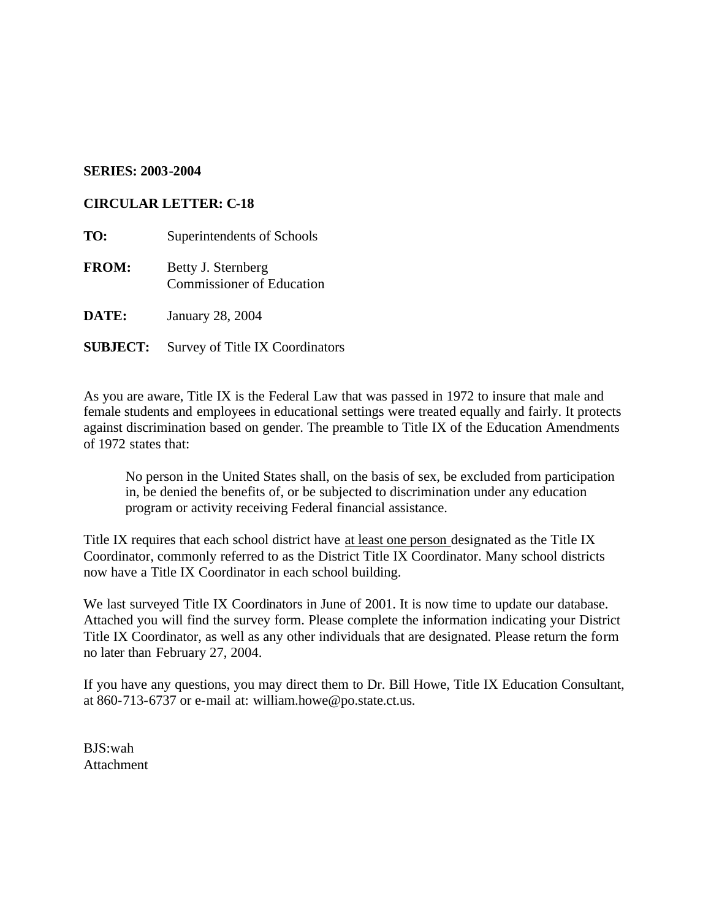**SERIES: 2003-2004**

**CIRCULAR LETTER: C-18**

**TO:** Superintendents of Schools

**FROM:** Betty J. Sternberg
Commissioner of Education

**DATE:** January 28, 2004

**SUBJECT:** Survey of Title IX Coordinators

As you are aware, Title IX is the Federal Law that was passed in 1972 to insure that male and female students and employees in educational settings were treated equally and fairly. It protects against discrimination based on gender. The preamble to Title IX of the Education Amendments of 1972 states that:

> No person in the United States shall, on the basis of sex, be excluded from participation in, be denied the benefits of, or be subjected to discrimination under any education program or activity receiving Federal financial assistance.

Title IX requires that each school district have <u>at least one person</u> designated as the Title IX Coordinator, commonly referred to as the District Title IX Coordinator. Many school districts now have a Title IX Coordinator in each school building.

We last surveyed Title IX Coordinators in June of 2001. It is now time to update our database. Attached you will find the survey form. Please complete the information indicating your District Title IX Coordinator, as well as any other individuals that are designated. Please return the form no later than February 27, 2004.

If you have any questions, you may direct them to Dr. Bill Howe, Title IX Education Consultant, at 860-713-6737 or e-mail at: william.howe@po.state.ct.us.

BJS:wah
Attachment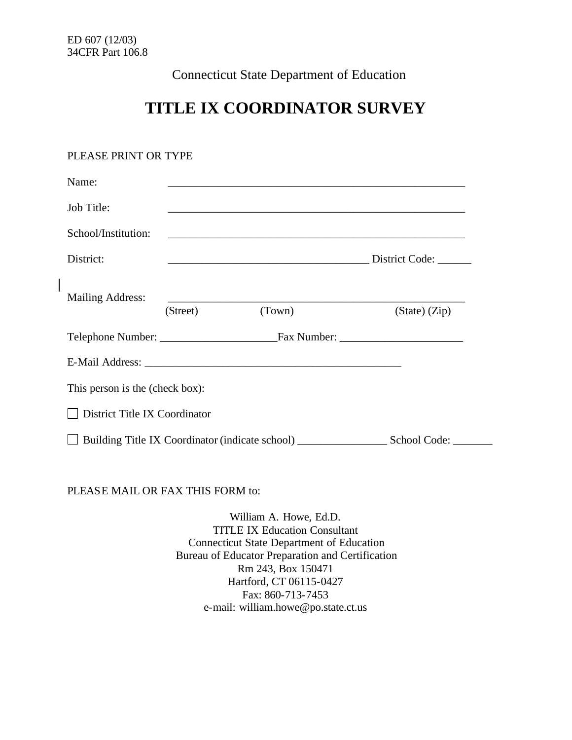ED 607 (12/03)
34CFR Part 106.8

Connecticut State Department of Education

# TITLE IX COORDINATOR SURVEY

PLEASE PRINT OR TYPE

Name: _______________________________________________________

Job Title: _______________________________________________________

School/Institution: _______________________________________________________

District: _____________________________________ District Code: ______

Mailing Address: _______________________________________________________
(Street) (Town) (State) (Zip)

Telephone Number: ____________________Fax Number: _____________________

E-Mail Address: _______________________________________________

This person is the (check box):

☐ District Title IX Coordinator

☐ Building Title IX Coordinator (indicate school) ________________ School Code: _______

PLEASE MAIL OR FAX THIS FORM to:

William A. Howe, Ed.D.
TITLE IX Education Consultant
Connecticut State Department of Education
Bureau of Educator Preparation and Certification
Rm 243, Box 150471
Hartford, CT 06115-0427
Fax: 860-713-7453
e-mail: william.howe@po.state.ct.us